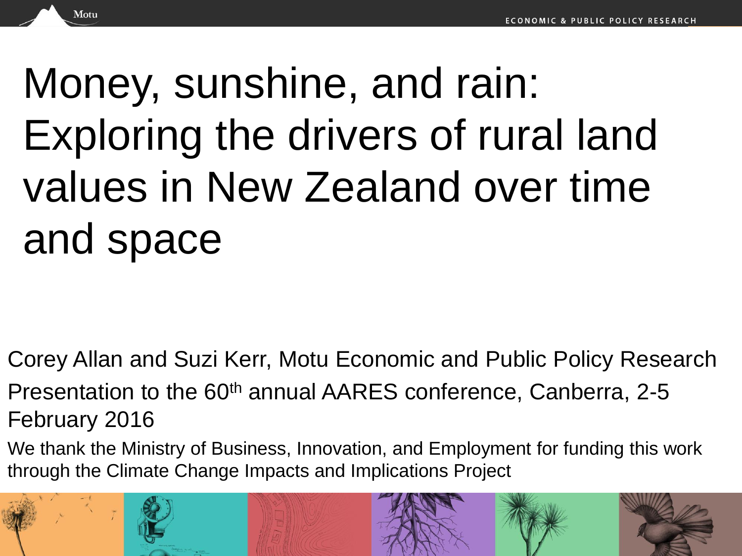# Money, sunshine, and rain: Exploring the drivers of rural land values in New Zealand over time and space

Corey Allan and Suzi Kerr, Motu Economic and Public Policy Research

Presentation to the 60th annual AARES conference, Canberra, 2-5 February 2016

We thank the Ministry of Business, Innovation, and Employment for funding this work through the Climate Change Impacts and Implications Project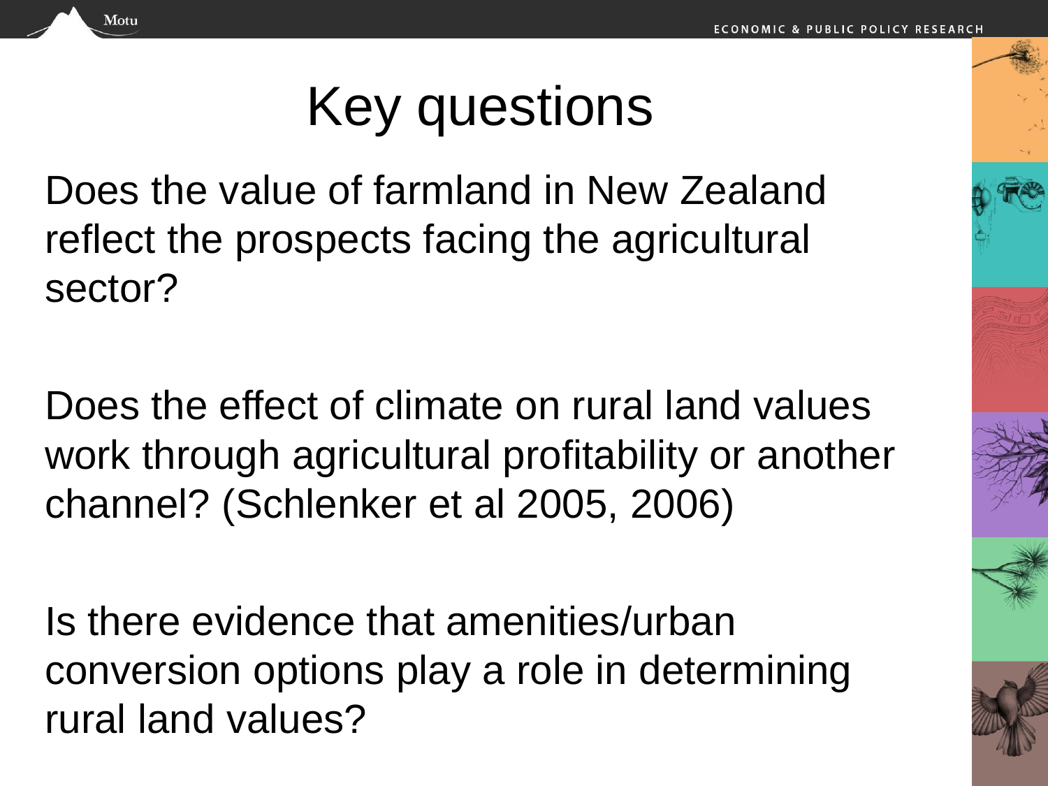# Key questions

Does the value of farmland in New Zealand reflect the prospects facing the agricultural sector?

Does the effect of climate on rural land values work through agricultural profitability or another channel? (Schlenker et al 2005, 2006)

Is there evidence that amenities/urban conversion options play a role in determining rural land values?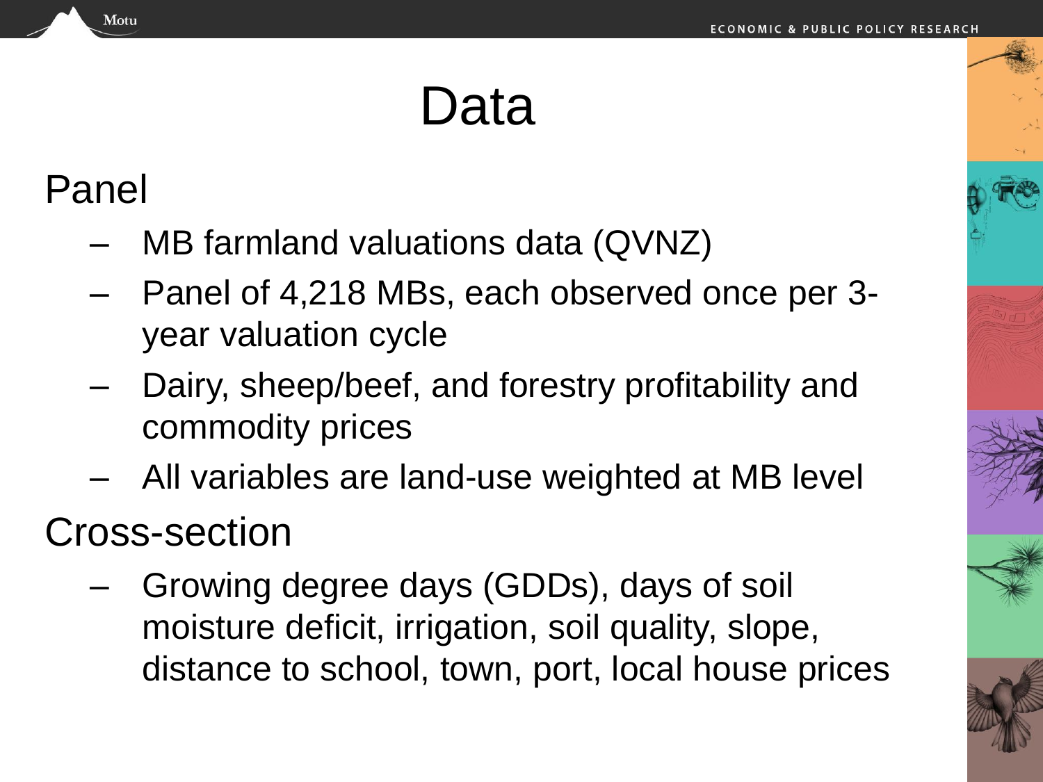# Data

## Panel

- MB farmland valuations data (QVNZ)
- Panel of 4,218 MBs, each observed once per 3-year valuation cycle
- Dairy, sheep/beef, and forestry profitability and commodity prices
- All variables are land-use weighted at MB level

## Cross-section

- Growing degree days (GDDs), days of soil moisture deficit, irrigation, soil quality, slope, distance to school, town, port, local house prices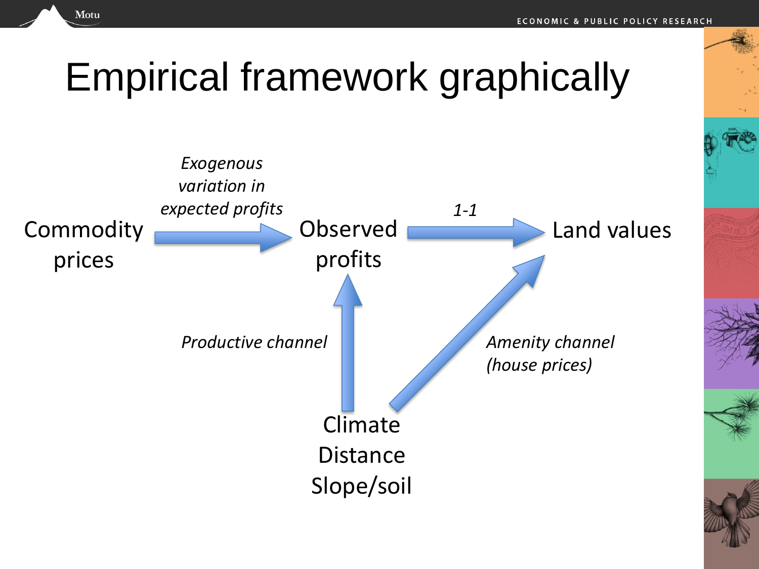# Empirical framework graphically

Commodity prices → *Exogenous variation in expected profits* → Observed profits → *1-1* → Land values

Climate
Distance
Slope/soil

*Productive channel* (Climate, Distance, Slope/soil → Observed profits)

*Amenity channel (house prices)* (Climate, Distance, Slope/soil → Land values)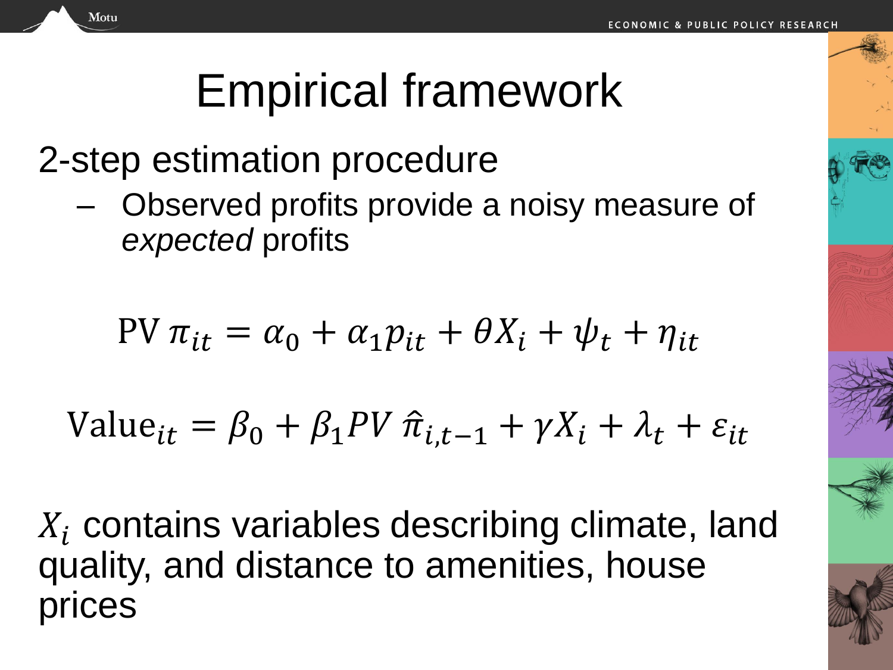# Empirical framework

2-step estimation procedure

- Observed profits provide a noisy measure of *expected* profits

$$\text{PV}\ \pi_{it} = \alpha_0 + \alpha_1 p_{it} + \theta X_i + \psi_t + \eta_{it}$$

$$\text{Value}_{it} = \beta_0 + \beta_1 PV\ \hat{\pi}_{i,t-1} + \gamma X_i + \lambda_t + \varepsilon_{it}$$

$X_i$ contains variables describing climate, land quality, and distance to amenities, house prices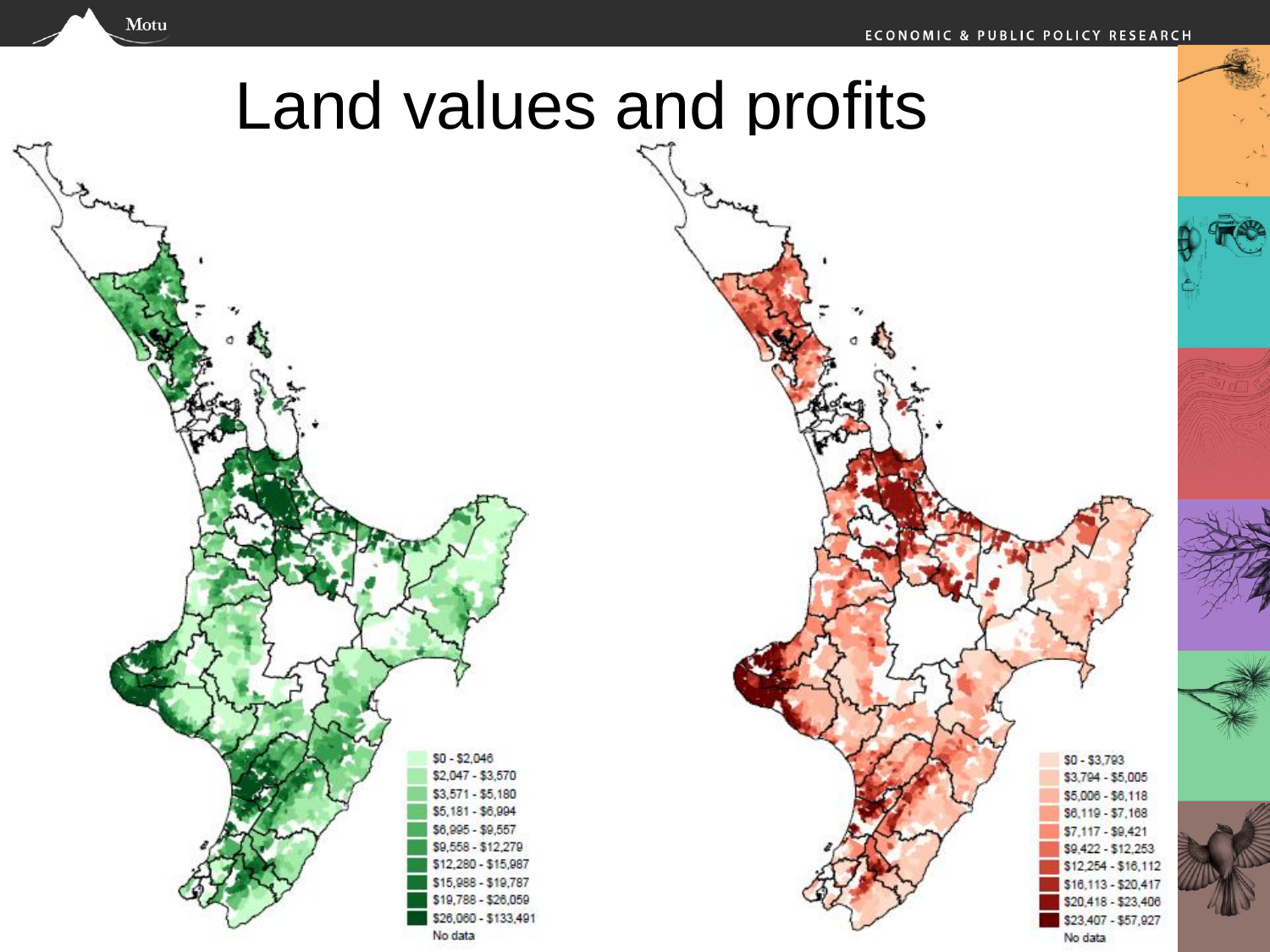# Land values and profits

| Land values |
|---|
| $0 - $2,046 |
| $2,047 - $3,570 |
| $3,571 - $5,180 |
| $5,181 - $6,994 |
| $6,995 - $9,557 |
| $9,558 - $12,279 |
| $12,280 - $15,987 |
| $15,988 - $19,787 |
| $19,788 - $26,059 |
| $26,060 - $133,491 |
| No data |

| Profits |
|---|
| $0 - $3,793 |
| $3,794 - $5,005 |
| $5,006 - $6,118 |
| $6,119 - $7,168 |
| $7,117 - $9,421 |
| $9,422 - $12,253 |
| $12,254 - $16,112 |
| $16,113 - $20,417 |
| $20,418 - $23,406 |
| $23,407 - $57,927 |
| No data |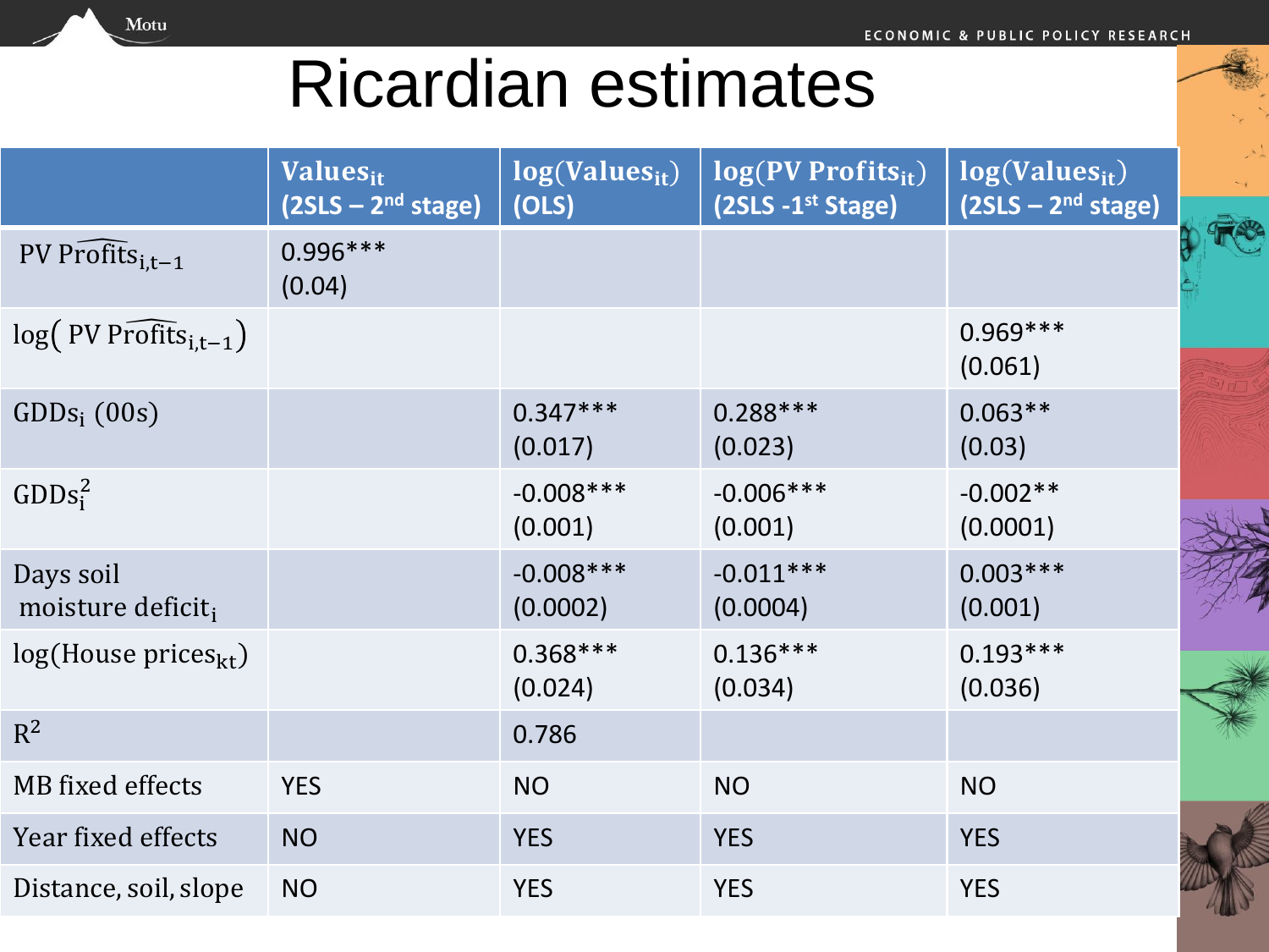# Ricardian estimates

| | $\text{Values}_{it}$ (2SLS – 2[nd] stage) | $\log(\text{Values}_{it})$ (OLS) | $\log(\text{PV Profits}_{it})$ (2SLS -1[st] Stage) | $\log(\text{Values}_{it})$ (2SLS – 2[nd] stage) |
|---|---|---|---|---|
| $\text{PV }\widehat{\text{Profits}}_{i,t-1}$ | 0.996*** (0.04) | | | |
| $\log(\text{PV }\widehat{\text{Profits}}_{i,t-1})$ | | | | 0.969*** (0.061) |
| $\text{GDDs}_i$ (00s) | | 0.347*** (0.017) | 0.288*** (0.023) | 0.063** (0.03) |
| $\text{GDDs}_i^2$ | | -0.008*** (0.001) | -0.006*** (0.001) | -0.002** (0.0001) |
| Days soil moisture $\text{deficit}_i$ | | -0.008*** (0.0002) | -0.011*** (0.0004) | 0.003*** (0.001) |
| $\log(\text{House prices}_{kt})$ | | 0.368*** (0.024) | 0.136*** (0.034) | 0.193*** (0.036) |
| $R^2$ | | 0.786 | | |
| MB fixed effects | YES | NO | NO | NO |
| Year fixed effects | NO | YES | YES | YES |
| Distance, soil, slope | NO | YES | YES | YES |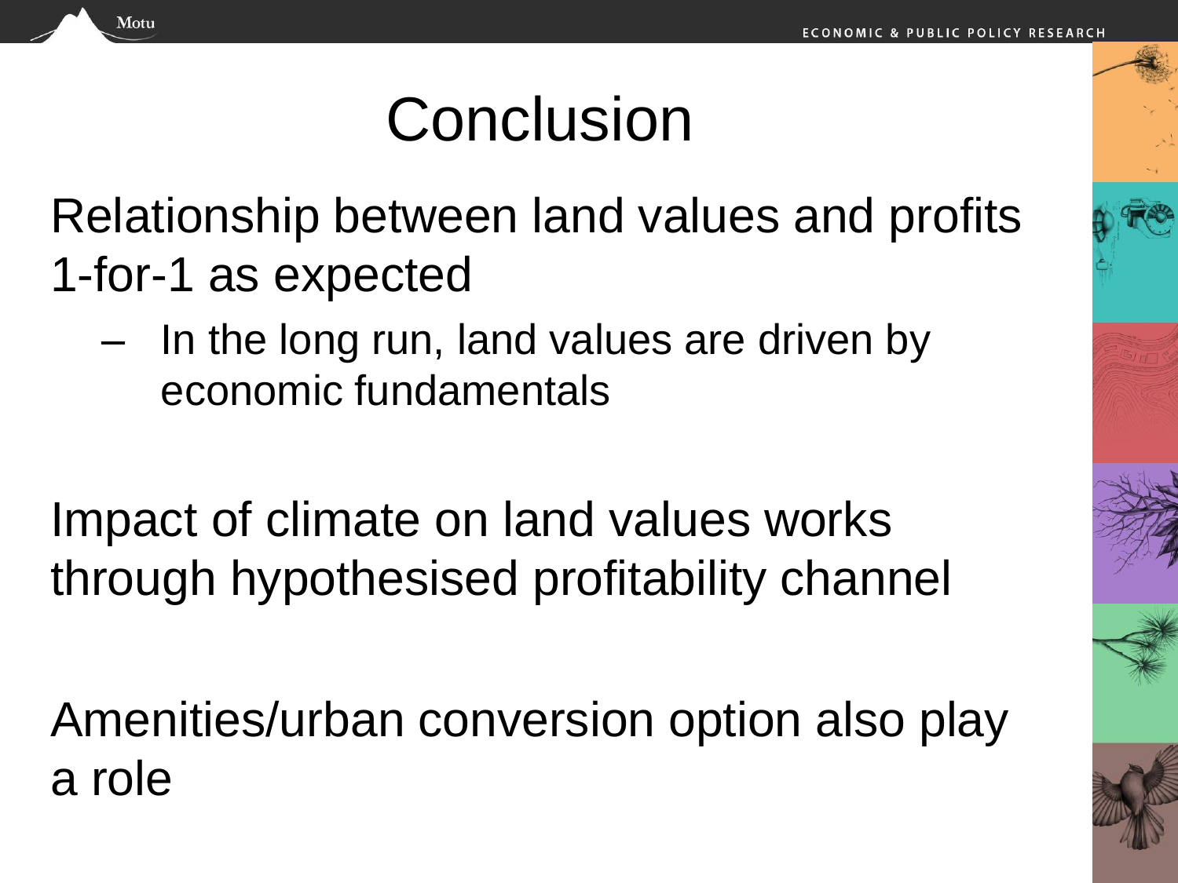# Conclusion

Relationship between land values and profits 1-for-1 as expected

- In the long run, land values are driven by economic fundamentals

Impact of climate on land values works through hypothesised profitability channel

Amenities/urban conversion option also play a role